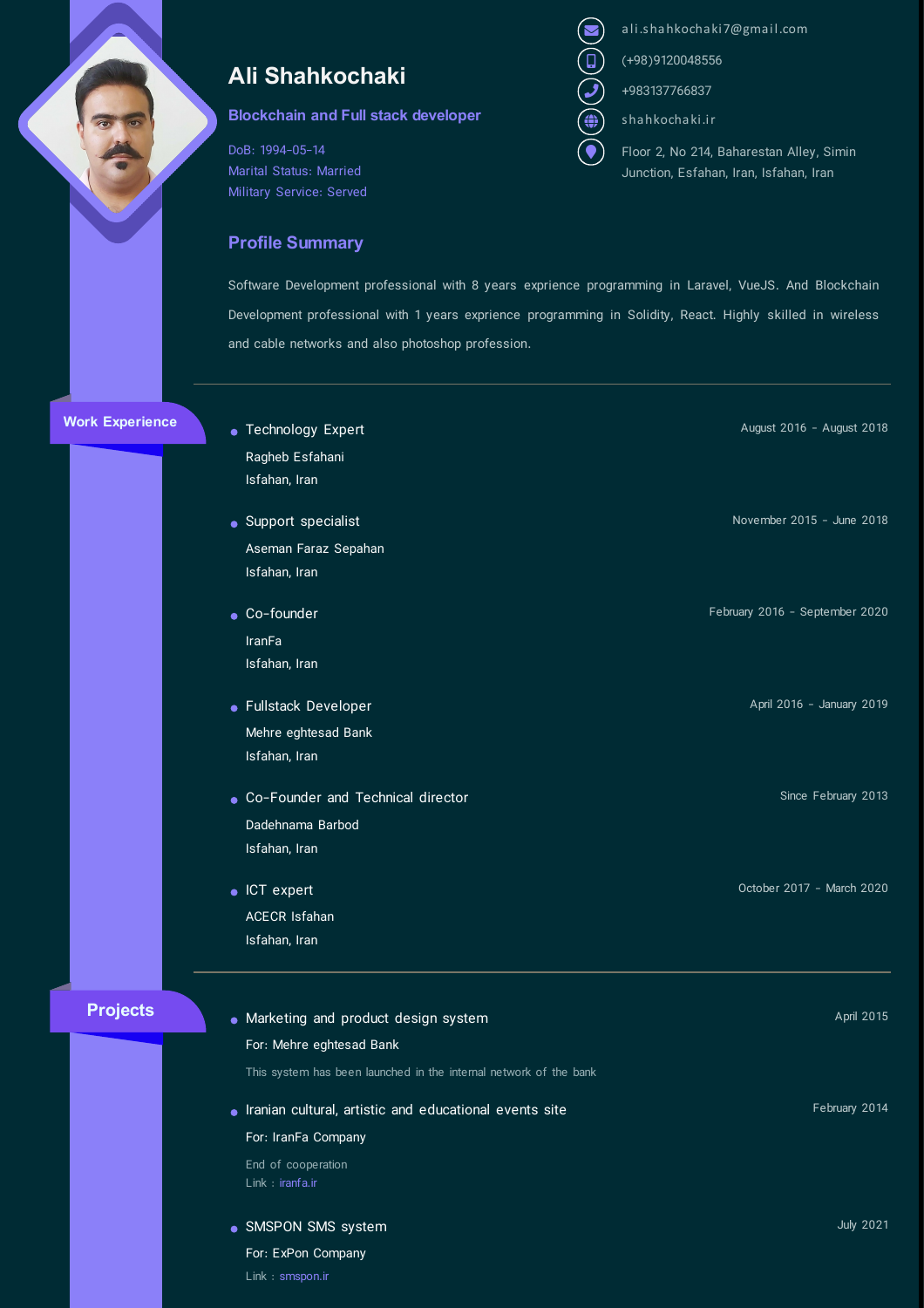# Ali Shahkochaki

### Blockchain and Full stack developer

DoB: 1994-05-14
Marital Status: Married
Military Service: Served

ali.shahkochaki7@gmail.com
(+98)9120048556
+983137766837
shahkochaki.ir
Floor 2, No 214, Baharestan Alley, Simin Junction, Esfahan, Iran, Isfahan, Iran

## Profile Summary

Software Development professional with 8 years exprience programming in Laravel, VueJS. And Blockchain Development professional with 1 years exprience programming in Solidity, React. Highly skilled in wireless and cable networks and also photoshop profession.

## Work Experience

- **Technology Expert** — August 2016 - August 2018
  Ragheb Esfahani
  Isfahan, Iran

- **Support specialist** — November 2015 - June 2018
  Aseman Faraz Sepahan
  Isfahan, Iran

- **Co-founder** — February 2016 - September 2020
  IranFa
  Isfahan, Iran

- **Fullstack Developer** — April 2016 - January 2019
  Mehre eghtesad Bank
  Isfahan, Iran

- **Co-Founder and Technical director** — Since February 2013
  Dadehnama Barbod
  Isfahan, Iran

- **ICT expert** — October 2017 - March 2020
  ACECR Isfahan
  Isfahan, Iran

## Projects

- **Marketing and product design system** — April 2015
  For: Mehre eghtesad Bank
  This system has been launched in the internal network of the bank

- **Iranian cultural, artistic and educational events site** — February 2014
  For: IranFa Company
  End of cooperation
  Link : iranfa.ir

- **SMSPON SMS system** — July 2021
  For: ExPon Company
  Link : smspon.ir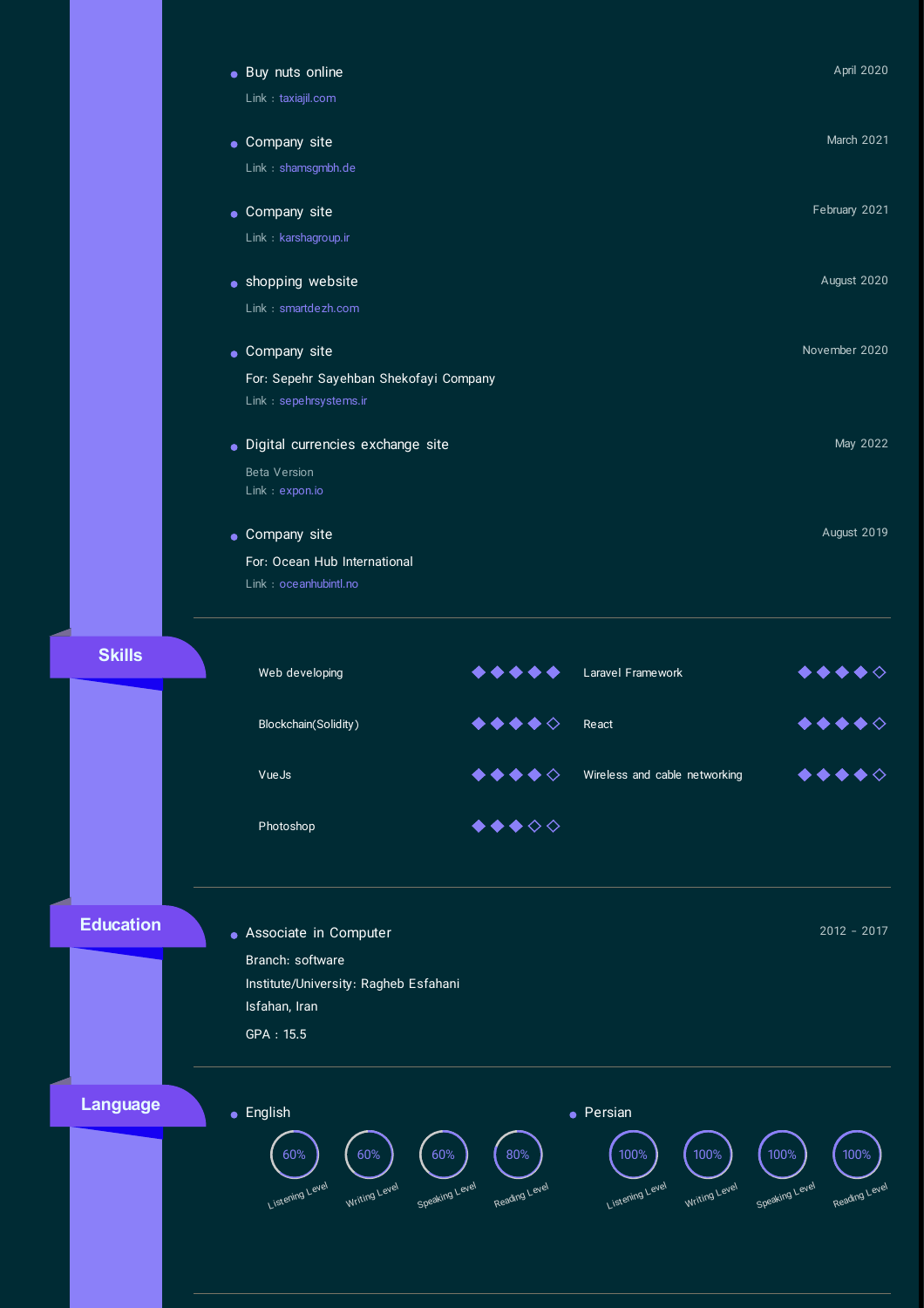- **Buy nuts online** — April 2020
  Link : taxiajil.com

- **Company site** — March 2021
  Link : shamsgmbh.de

- **Company site** — February 2021
  Link : karshagroup.ir

- **shopping website** — August 2020
  Link : smartdezh.com

- **Company site** — November 2020
  For: Sepehr Sayehban Shekofayi Company
  Link : sepehrsystems.ir

- **Digital currencies exchange site** — May 2022
  Beta Version
  Link : expon.io

- **Company site** — August 2019
  For: Ocean Hub International
  Link : oceanhubintl.no

## Skills

| Skill | Level | Skill | Level |
|---|---|---|---|
| Web developing | ◆◆◆◆◆ | Laravel Framework | ◆◆◆◆◇ |
| Blockchain(Solidity) | ◆◆◆◆◇ | React | ◆◆◆◆◇ |
| VueJs | ◆◆◆◆◇ | Wireless and cable networking | ◆◆◆◆◇ |
| Photoshop | ◆◆◆◇◇ | | |

## Education

- **Associate in Computer** — 2012 - 2017
  Branch: software
  Institute/University: Ragheb Esfahani
  Isfahan, Iran
  GPA : 15.5

## Language

- **English**

| Listening Level | Writing Level | Speaking Level | Reading Level |
|---|---|---|---|
| 60% | 60% | 60% | 80% |

- **Persian**

| Listening Level | Writing Level | Speaking Level | Reading Level |
|---|---|---|---|
| 100% | 100% | 100% | 100% |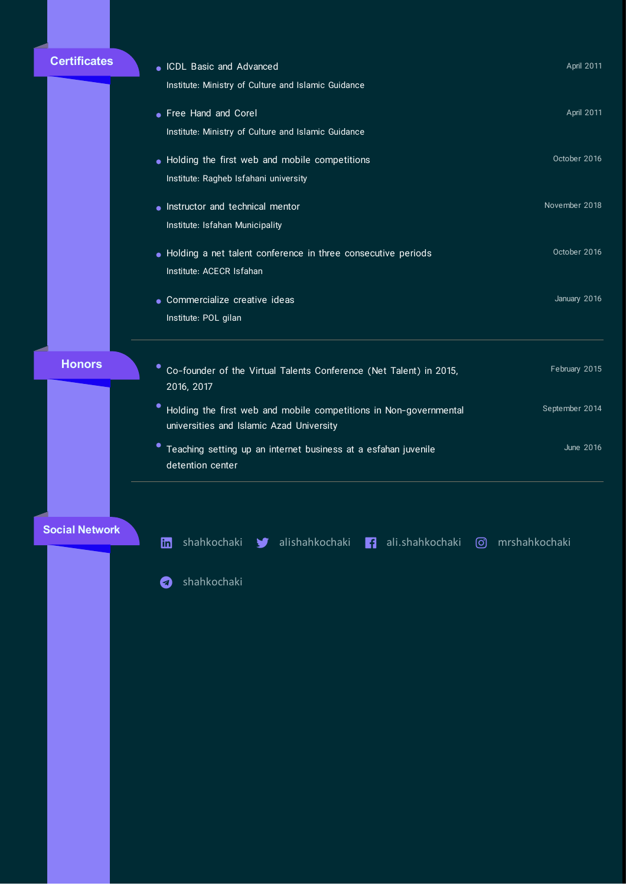## Certificates

- ICDL Basic and Advanced — April 2011
  Institute: Ministry of Culture and Islamic Guidance
- Free Hand and Corel — April 2011
  Institute: Ministry of Culture and Islamic Guidance
- Holding the first web and mobile competitions — October 2016
  Institute: Ragheb Isfahani university
- Instructor and technical mentor — November 2018
  Institute: Isfahan Municipality
- Holding a net talent conference in three consecutive periods — October 2016
  Institute: ACECR Isfahan
- Commercialize creative ideas — January 2016
  Institute: POL gilan

## Honors

- Co-founder of the Virtual Talents Conference (Net Talent) in 2015, 2016, 2017 — February 2015
- Holding the first web and mobile competitions in Non-governmental universities and Islamic Azad University — September 2014
- Teaching setting up an internet business at a esfahan juvenile detention center — June 2016

## Social Network

- LinkedIn: shahkochaki
- Twitter: alishahkochaki
- Facebook: ali.shahkochaki
- Instagram: mrshahkochaki
- Telegram: shahkochaki